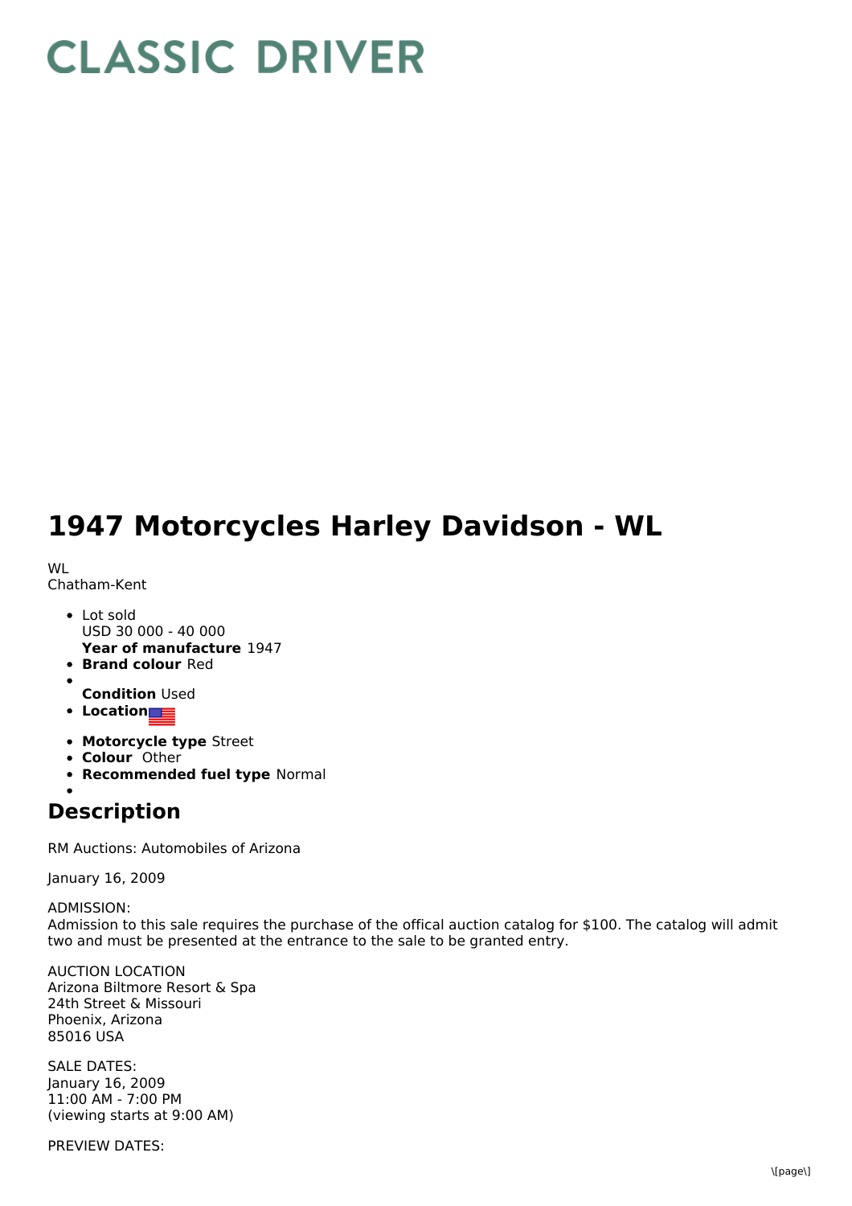# CLASSIC DRIVER

# 1947 Motorcycles Harley Davidson - WL

WL
Chatham-Kent

- Lot sold
  USD 30 000 - 40 000
  **Year of manufacture** 1947
- **Brand colour** Red
- 
  **Condition** Used
- **Location**
- **Motorcycle type** Street
- **Colour** Other
- **Recommended fuel type** Normal
- 

## Description

RM Auctions: Automobiles of Arizona

January 16, 2009

ADMISSION:
Admission to this sale requires the purchase of the offical auction catalog for $100. The catalog will admit two and must be presented at the entrance to the sale to be granted entry.

AUCTION LOCATION
Arizona Biltmore Resort & Spa
24th Street & Missouri
Phoenix, Arizona
85016 USA

SALE DATES:
January 16, 2009
11:00 AM - 7:00 PM
(viewing starts at 9:00 AM)

PREVIEW DATES: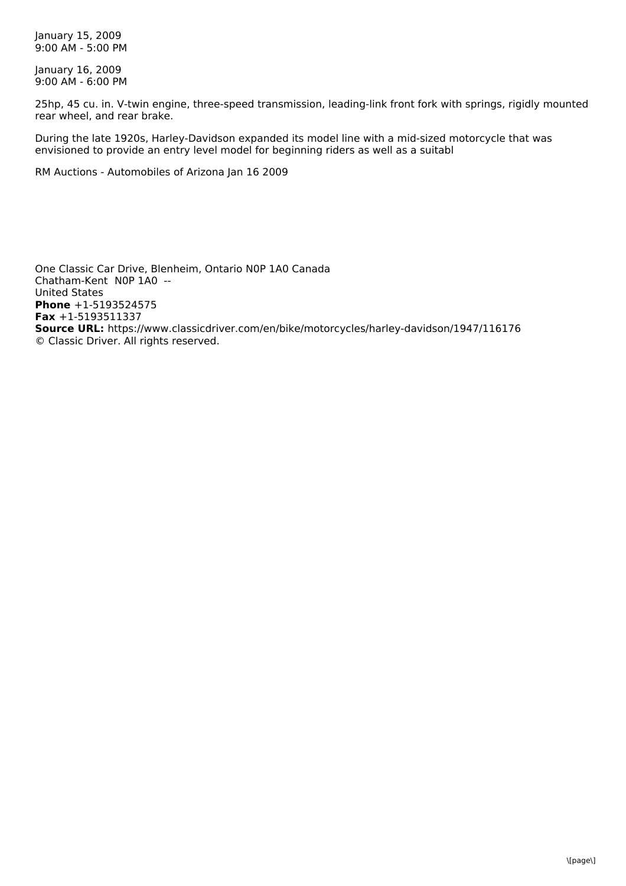January 15, 2009
9:00 AM - 5:00 PM

January 16, 2009
9:00 AM - 6:00 PM

25hp, 45 cu. in. V-twin engine, three-speed transmission, leading-link front fork with springs, rigidly mounted rear wheel, and rear brake.

During the late 1920s, Harley-Davidson expanded its model line with a mid-sized motorcycle that was envisioned to provide an entry level model for beginning riders as well as a suitabl

RM Auctions - Automobiles of Arizona Jan 16 2009

One Classic Car Drive, Blenheim, Ontario N0P 1A0 Canada
Chatham-Kent  N0P 1A0  --
United States
**Phone** +1-5193524575
**Fax** +1-5193511337
**Source URL:** https://www.classicdriver.com/en/bike/motorcycles/harley-davidson/1947/116176
© Classic Driver. All rights reserved.